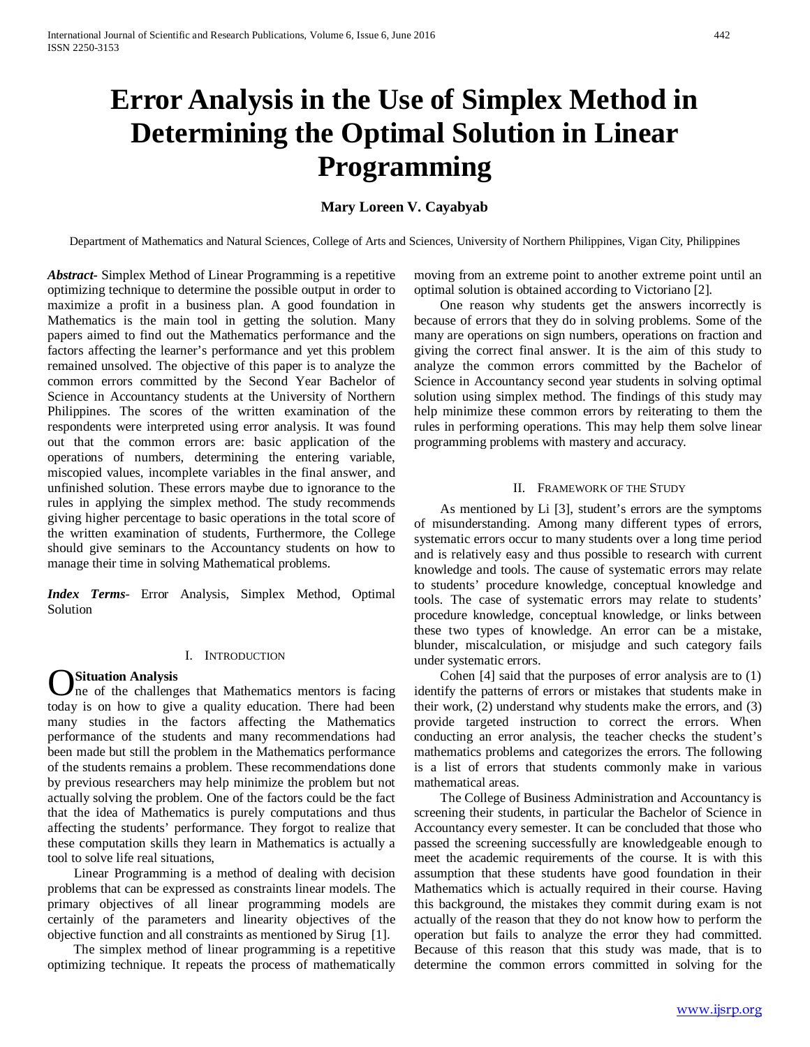# Error Analysis in the Use of Simplex Method in Determining the Optimal Solution in Linear Programming

**Mary Loreen V. Cayabyab**

Department of Mathematics and Natural Sciences, College of Arts and Sciences, University of Northern Philippines, Vigan City, Philippines

***Abstract-*** Simplex Method of Linear Programming is a repetitive optimizing technique to determine the possible output in order to maximize a profit in a business plan. A good foundation in Mathematics is the main tool in getting the solution. Many papers aimed to find out the Mathematics performance and the factors affecting the learner's performance and yet this problem remained unsolved. The objective of this paper is to analyze the common errors committed by the Second Year Bachelor of Science in Accountancy students at the University of Northern Philippines. The scores of the written examination of the respondents were interpreted using error analysis. It was found out that the common errors are: basic application of the operations of numbers, determining the entering variable, miscopied values, incomplete variables in the final answer, and unfinished solution. These errors maybe due to ignorance to the rules in applying the simplex method. The study recommends giving higher percentage to basic operations in the total score of the written examination of students, Furthermore, the College should give seminars to the Accountancy students on how to manage their time in solving Mathematical problems.

***Index Terms-*** Error Analysis, Simplex Method, Optimal Solution

## I. Introduction

**Situation Analysis**

One of the challenges that Mathematics mentors is facing today is on how to give a quality education. There had been many studies in the factors affecting the Mathematics performance of the students and many recommendations had been made but still the problem in the Mathematics performance of the students remains a problem. These recommendations done by previous researchers may help minimize the problem but not actually solving the problem. One of the factors could be the fact that the idea of Mathematics is purely computations and thus affecting the students' performance. They forgot to realize that these computation skills they learn in Mathematics is actually a tool to solve life real situations,

Linear Programming is a method of dealing with decision problems that can be expressed as constraints linear models. The primary objectives of all linear programming models are certainly of the parameters and linearity objectives of the objective function and all constraints as mentioned by Sirug [1].

The simplex method of linear programming is a repetitive optimizing technique. It repeats the process of mathematically moving from an extreme point to another extreme point until an optimal solution is obtained according to Victoriano [2].

One reason why students get the answers incorrectly is because of errors that they do in solving problems. Some of the many are operations on sign numbers, operations on fraction and giving the correct final answer. It is the aim of this study to analyze the common errors committed by the Bachelor of Science in Accountancy second year students in solving optimal solution using simplex method. The findings of this study may help minimize these common errors by reiterating to them the rules in performing operations. This may help them solve linear programming problems with mastery and accuracy.

## II. Framework of the Study

As mentioned by Li [3], student's errors are the symptoms of misunderstanding. Among many different types of errors, systematic errors occur to many students over a long time period and is relatively easy and thus possible to research with current knowledge and tools. The cause of systematic errors may relate to students' procedure knowledge, conceptual knowledge and tools. The case of systematic errors may relate to students' procedure knowledge, conceptual knowledge, or links between these two types of knowledge. An error can be a mistake, blunder, miscalculation, or misjudge and such category fails under systematic errors.

Cohen [4] said that the purposes of error analysis are to (1) identify the patterns of errors or mistakes that students make in their work, (2) understand why students make the errors, and (3) provide targeted instruction to correct the errors. When conducting an error analysis, the teacher checks the student's mathematics problems and categorizes the errors. The following is a list of errors that students commonly make in various mathematical areas.

The College of Business Administration and Accountancy is screening their students, in particular the Bachelor of Science in Accountancy every semester. It can be concluded that those who passed the screening successfully are knowledgeable enough to meet the academic requirements of the course. It is with this assumption that these students have good foundation in their Mathematics which is actually required in their course. Having this background, the mistakes they commit during exam is not actually of the reason that they do not know how to perform the operation but fails to analyze the error they had committed. Because of this reason that this study was made, that is to determine the common errors committed in solving for the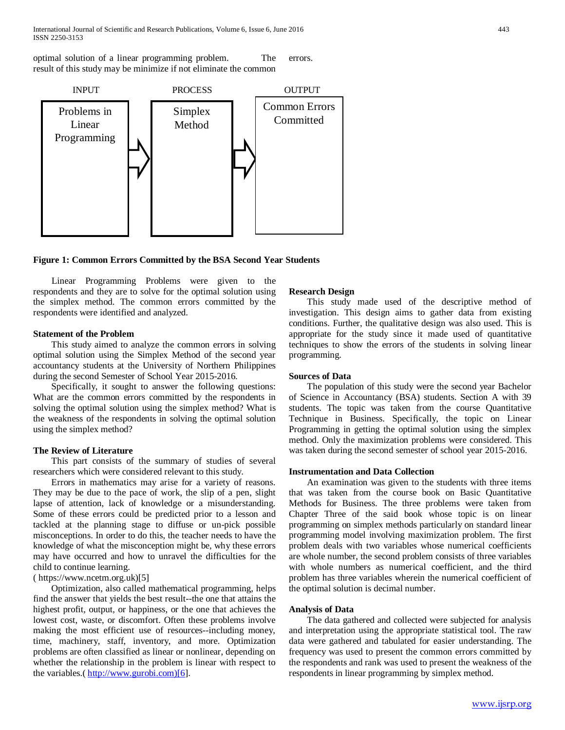optimal solution of a linear programming problem. The result of this study may be minimize if not eliminate the common errors.

| INPUT | PROCESS | OUTPUT |
| --- | --- | --- |
| Problems in Linear Programming | Simplex Method | Common Errors Committed |

**Figure 1: Common Errors Committed by the BSA Second Year Students**

Linear Programming Problems were given to the respondents and they are to solve for the optimal solution using the simplex method. The common errors committed by the respondents were identified and analyzed.

### Statement of the Problem

This study aimed to analyze the common errors in solving optimal solution using the Simplex Method of the second year accountancy students at the University of Northern Philippines during the second Semester of School Year 2015-2016.

Specifically, it sought to answer the following questions: What are the common errors committed by the respondents in solving the optimal solution using the simplex method? What is the weakness of the respondents in solving the optimal solution using the simplex method?

### The Review of Literature

This part consists of the summary of studies of several researchers which were considered relevant to this study.

Errors in mathematics may arise for a variety of reasons. They may be due to the pace of work, the slip of a pen, slight lapse of attention, lack of knowledge or a misunderstanding. Some of these errors could be predicted prior to a lesson and tackled at the planning stage to diffuse or un-pick possible misconceptions. In order to do this, the teacher needs to have the knowledge of what the misconception might be, why these errors may have occurred and how to unravel the difficulties for the child to continue learning.
( https://www.ncetm.org.uk)[5]

Optimization, also called mathematical programming, helps find the answer that yields the best result--the one that attains the highest profit, output, or happiness, or the one that achieves the lowest cost, waste, or discomfort. Often these problems involve making the most efficient use of resources--including money, time, machinery, staff, inventory, and more. Optimization problems are often classified as linear or nonlinear, depending on whether the relationship in the problem is linear with respect to the variables.( http://www.gurobi.com)[6].

### Research Design

This study made used of the descriptive method of investigation. This design aims to gather data from existing conditions. Further, the qualitative design was also used. This is appropriate for the study since it made used of quantitative techniques to show the errors of the students in solving linear programming.

### Sources of Data

The population of this study were the second year Bachelor of Science in Accountancy (BSA) students. Section A with 39 students. The topic was taken from the course Quantitative Technique in Business. Specifically, the topic on Linear Programming in getting the optimal solution using the simplex method. Only the maximization problems were considered. This was taken during the second semester of school year 2015-2016.

### Instrumentation and Data Collection

An examination was given to the students with three items that was taken from the course book on Basic Quantitative Methods for Business. The three problems were taken from Chapter Three of the said book whose topic is on linear programming on simplex methods particularly on standard linear programming model involving maximization problem. The first problem deals with two variables whose numerical coefficients are whole number, the second problem consists of three variables with whole numbers as numerical coefficient, and the third problem has three variables wherein the numerical coefficient of the optimal solution is decimal number.

### Analysis of Data

The data gathered and collected were subjected for analysis and interpretation using the appropriate statistical tool. The raw data were gathered and tabulated for easier understanding. The frequency was used to present the common errors committed by the respondents and rank was used to present the weakness of the respondents in linear programming by simplex method.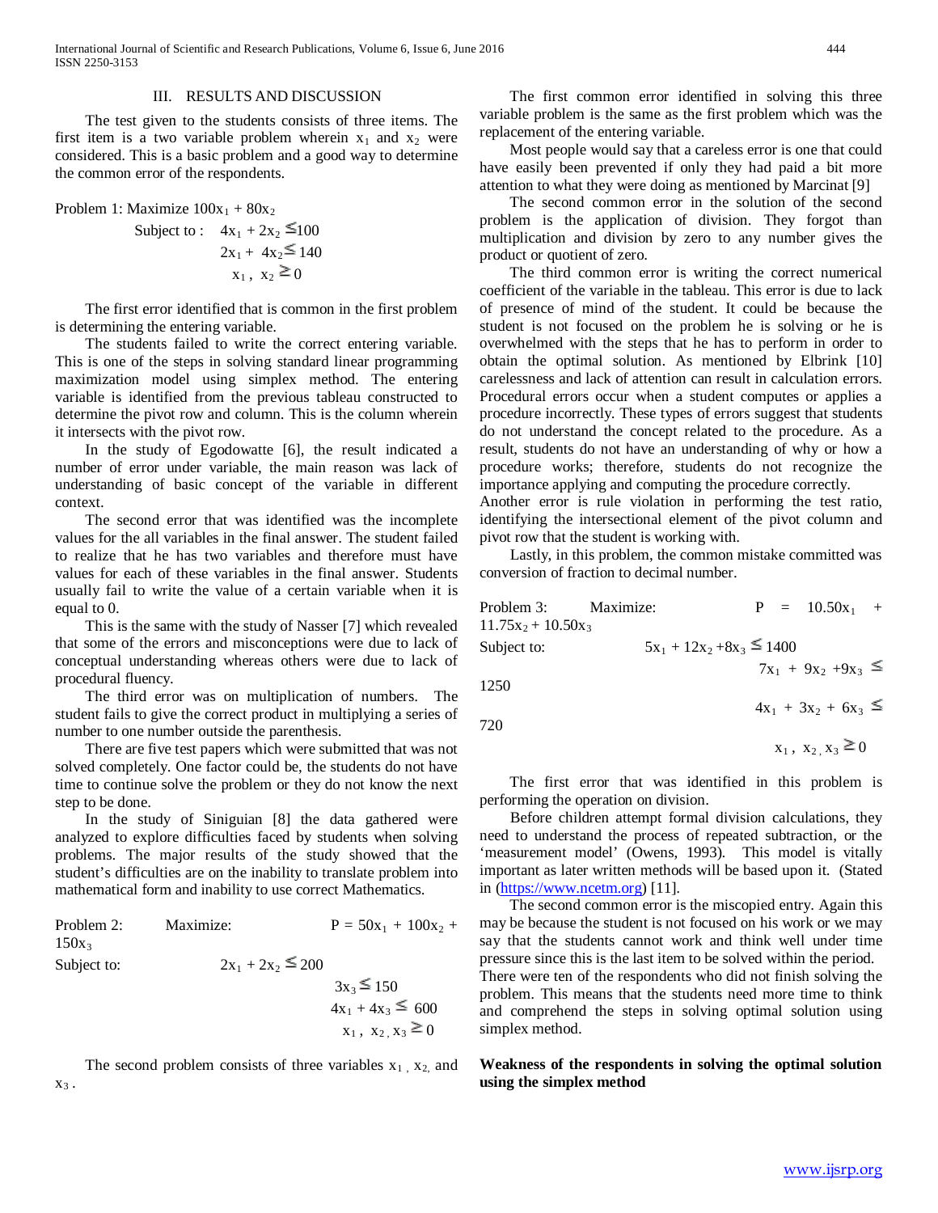## III. RESULTS AND DISCUSSION

The test given to the students consists of three items. The first item is a two variable problem wherein $x_1$ and $x_2$ were considered. This is a basic problem and a good way to determine the common error of the respondents.

Problem 1: Maximize $100x_1 + 80x_2$

$$\begin{aligned} \text{Subject to: } \quad & 4x_1 + 2x_2 \leq 100 \\ & 2x_1 + 4x_2 \leq 140 \\ & x_1,\ x_2 \geq 0 \end{aligned}$$

The first error identified that is common in the first problem is determining the entering variable.

The students failed to write the correct entering variable. This is one of the steps in solving standard linear programming maximization model using simplex method. The entering variable is identified from the previous tableau constructed to determine the pivot row and column. This is the column wherein it intersects with the pivot row.

In the study of Egodowatte [6], the result indicated a number of error under variable, the main reason was lack of understanding of basic concept of the variable in different context.

The second error that was identified was the incomplete values for the all variables in the final answer. The student failed to realize that he has two variables and therefore must have values for each of these variables in the final answer. Students usually fail to write the value of a certain variable when it is equal to 0.

This is the same with the study of Nasser [7] which revealed that some of the errors and misconceptions were due to lack of conceptual understanding whereas others were due to lack of procedural fluency.

The third error was on multiplication of numbers. The student fails to give the correct product in multiplying a series of number to one number outside the parenthesis.

There are five test papers which were submitted that was not solved completely. One factor could be, the students do not have time to continue solve the problem or they do not know the next step to be done.

In the study of Siniguian [8] the data gathered were analyzed to explore difficulties faced by students when solving problems. The major results of the study showed that the student's difficulties are on the inability to translate problem into mathematical form and inability to use correct Mathematics.

Problem 2: Maximize: $P = 50x_1 + 100x_2 + 150x_3$

$$\begin{aligned} \text{Subject to: } \quad & 2x_1 + 2x_2 \leq 200 \\ & 3x_3 \leq 150 \\ & 4x_1 + 4x_3 \leq 600 \\ & x_1,\ x_2,\ x_3 \geq 0 \end{aligned}$$

The second problem consists of three variables $x_1$, $x_2$, and $x_3$.

The first common error identified in solving this three variable problem is the same as the first problem which was the replacement of the entering variable.

Most people would say that a careless error is one that could have easily been prevented if only they had paid a bit more attention to what they were doing as mentioned by Marcinat [9]

The second common error in the solution of the second problem is the application of division. They forgot than multiplication and division by zero to any number gives the product or quotient of zero.

The third common error is writing the correct numerical coefficient of the variable in the tableau. This error is due to lack of presence of mind of the student. It could be because the student is not focused on the problem he is solving or he is overwhelmed with the steps that he has to perform in order to obtain the optimal solution. As mentioned by Elbrink [10] carelessness and lack of attention can result in calculation errors. Procedural errors occur when a student computes or applies a procedure incorrectly. These types of errors suggest that students do not understand the concept related to the procedure. As a result, students do not have an understanding of why or how a procedure works; therefore, students do not recognize the importance applying and computing the procedure correctly.
Another error is rule violation in performing the test ratio, identifying the intersectional element of the pivot column and pivot row that the student is working with.

Lastly, in this problem, the common mistake committed was conversion of fraction to decimal number.

Problem 3: Maximize: $P = 10.50x_1 + 11.75x_2 + 10.50x_3$

$$\begin{aligned} \text{Subject to: } \quad & 5x_1 + 12x_2 + 8x_3 \leq 1400 \\ & 7x_1 + 9x_2 + 9x_3 \leq 1250 \\ & 4x_1 + 3x_2 + 6x_3 \leq 720 \\ & x_1,\ x_2,\ x_3 \geq 0 \end{aligned}$$

The first error that was identified in this problem is performing the operation on division.

Before children attempt formal division calculations, they need to understand the process of repeated subtraction, or the 'measurement model' (Owens, 1993). This model is vitally important as later written methods will be based upon it. (Stated in (https://www.ncetm.org) [11].

The second common error is the miscopied entry. Again this may be because the student is not focused on his work or we may say that the students cannot work and think well under time pressure since this is the last item to be solved within the period.
There were ten of the respondents who did not finish solving the problem. This means that the students need more time to think and comprehend the steps in solving optimal solution using simplex method.

**Weakness of the respondents in solving the optimal solution using the simplex method**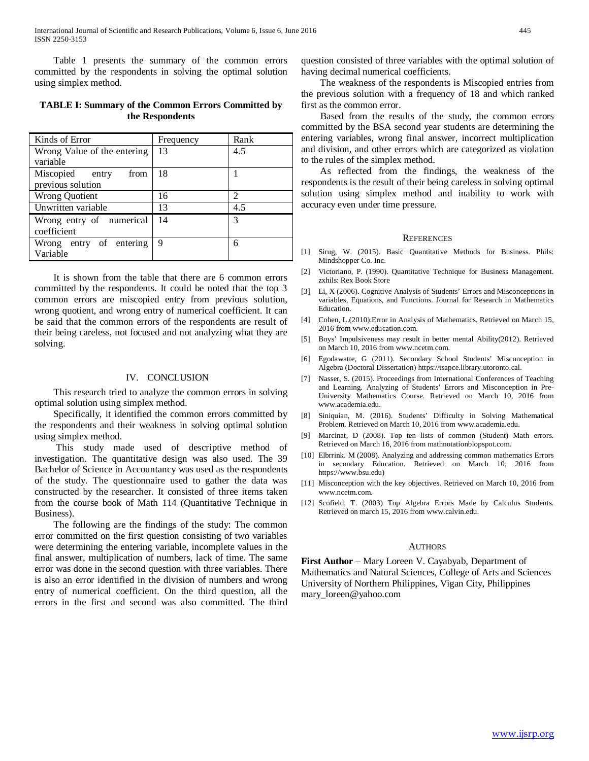Table 1 presents the summary of the common errors committed by the respondents in solving the optimal solution using simplex method.

**TABLE I: Summary of the Common Errors Committed by the Respondents**

| Kinds of Error | Frequency | Rank |
|---|---|---|
| Wrong Value of the entering variable | 13 | 4.5 |
| Miscopied entry from previous solution | 18 | 1 |
| Wrong Quotient | 16 | 2 |
| Unwritten variable | 13 | 4.5 |
| Wrong entry of numerical coefficient | 14 | 3 |
| Wrong entry of entering Variable | 9 | 6 |

It is shown from the table that there are 6 common errors committed by the respondents. It could be noted that the top 3 common errors are miscopied entry from previous solution, wrong quotient, and wrong entry of numerical coefficient. It can be said that the common errors of the respondents are result of their being careless, not focused and not analyzing what they are solving.

## IV. CONCLUSION

This research tried to analyze the common errors in solving optimal solution using simplex method.

Specifically, it identified the common errors committed by the respondents and their weakness in solving optimal solution using simplex method.

This study made used of descriptive method of investigation. The quantitative design was also used. The 39 Bachelor of Science in Accountancy was used as the respondents of the study. The questionnaire used to gather the data was constructed by the researcher. It consisted of three items taken from the course book of Math 114 (Quantitative Technique in Business).

The following are the findings of the study: The common error committed on the first question consisting of two variables were determining the entering variable, incomplete values in the final answer, multiplication of numbers, lack of time. The same error was done in the second question with three variables. There is also an error identified in the division of numbers and wrong entry of numerical coefficient. On the third question, all the errors in the first and second was also committed. The third question consisted of three variables with the optimal solution of having decimal numerical coefficients.

The weakness of the respondents is Miscopied entries from the previous solution with a frequency of 18 and which ranked first as the common error.

Based from the results of the study, the common errors committed by the BSA second year students are determining the entering variables, wrong final answer, incorrect multiplication and division, and other errors which are categorized as violation to the rules of the simplex method.

As reflected from the findings, the weakness of the respondents is the result of their being careless in solving optimal solution using simplex method and inability to work with accuracy even under time pressure.

## REFERENCES

[1] Sirug, W. (2015). Basic Quantitative Methods for Business. Phils: Mindshopper Co. Inc.

[2] Victoriano, P. (1990). Quantitative Technique for Business Management. zxhils: Rex Book Store

[3] Li, X (2006). Cognitive Analysis of Students' Errors and Misconceptions in variables, Equations, and Functions. Journal for Research in Mathematics Education.

[4] Cohen, L.(2010).Error in Analysis of Mathematics. Retrieved on March 15, 2016 from www.education.com.

[5] Boys' Impulsiveness may result in better mental Ability(2012). Retrieved on March 10, 2016 from www.ncetm.com.

[6] Egodawatte, G (2011). Secondary School Students' Misconception in Algebra (Doctoral Dissertation) https://tsapce.library.utoronto.cal.

[7] Nasser, S. (2015). Proceedings from International Conferences of Teaching and Learning. Analyzing of Students' Errors and Misconception in Pre-University Mathematics Course. Retrieved on March 10, 2016 from www.academia.edu.

[8] Siniquian, M. (2016). Students' Difficulty in Solving Mathematical Problem. Retrieved on March 10, 2016 from www.academia.edu.

[9] Marcinat, D (2008). Top ten lists of common (Student) Math errors. Retrieved on March 16, 2016 from mathnotationblopspot.com.

[10] Elbrrink. M (2008). Analyzing and addressing common mathematics Errors in secondary Education. Retrieved on March 10, 2016 from https://www.bsu.edu)

[11] Misconception with the key objectives. Retrieved on March 10, 2016 from www.ncetm.com.

[12] Scofield, T. (2003) Top Algebra Errors Made by Calculus Students. Retrieved on march 15, 2016 from www.calvin.edu.

## AUTHORS

**First Author** – Mary Loreen V. Cayabyab, Department of Mathematics and Natural Sciences, College of Arts and Sciences University of Northern Philippines, Vigan City, Philippines mary_loreen@yahoo.com